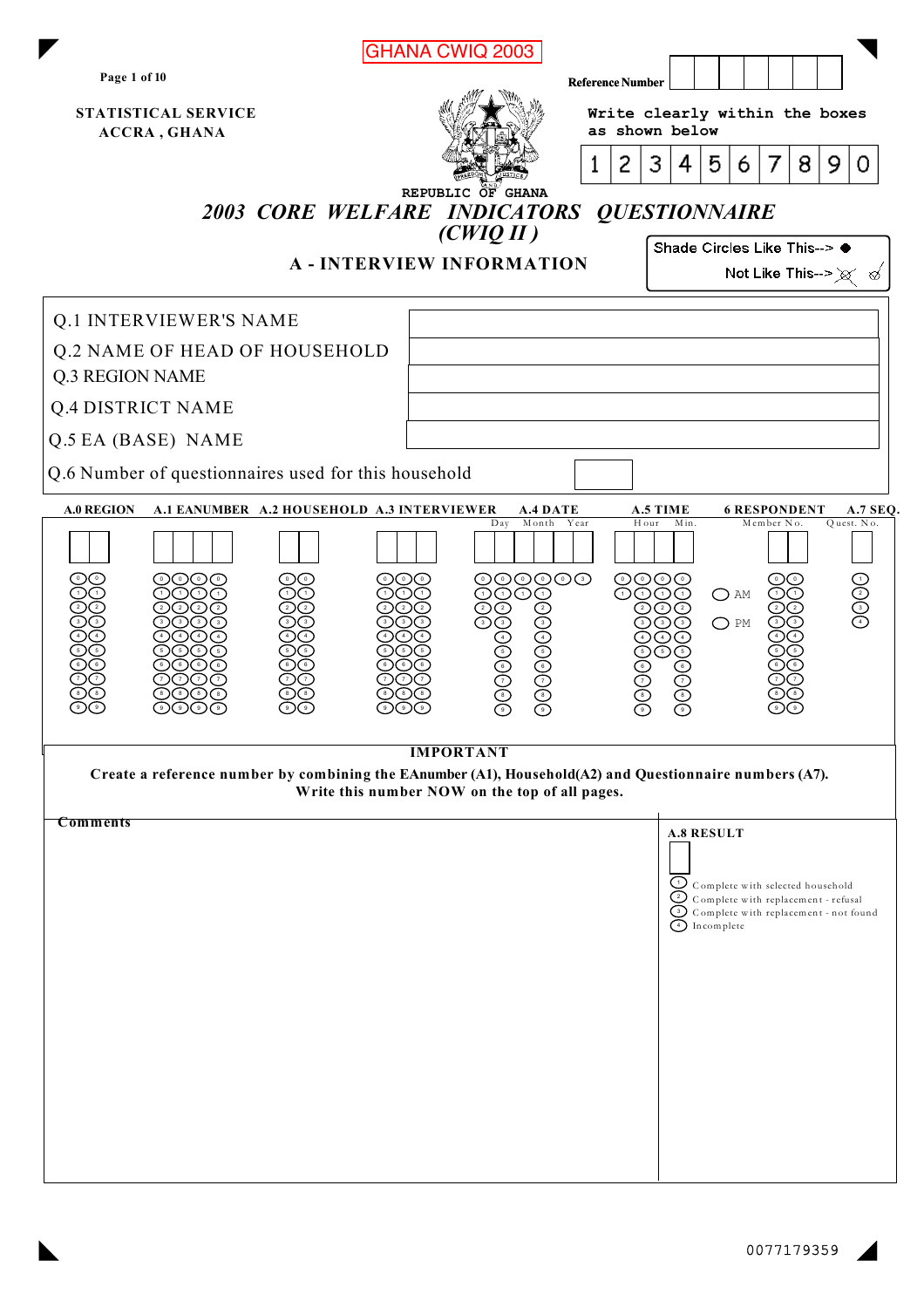GHANA CWIQ 2003

Reference Number

STATISTICAL SERVICE
ACCRA , GHANA

Write clearly within the boxes as shown below

| 1 | 2 | 3 | 4 | 5 | 6 | 7 | 8 | 9 | 0 |
|---|---|---|---|---|---|---|---|---|---|

REPUBLIC OF GHANA

# *2003 CORE WELFARE INDICATORS QUESTIONNAIRE (CWIQ II)*

## A - INTERVIEW INFORMATION

Shade Circles Like This--> ●
Not Like This--> ⊗ ✓

| | |
|---|---|
| Q.1 INTERVIEWER'S NAME | |
| Q.2 NAME OF HEAD OF HOUSEHOLD | |
| Q.3 REGION NAME | |
| Q.4 DISTRICT NAME | |
| Q.5 EA (BASE) NAME | |
| Q.6 Number of questionnaires used for this household | |

| A.0 REGION | A.1 EANUMBER | A.2 HOUSEHOLD | A.3 INTERVIEWER | A.4 DATE (Day, Month, Year) | A.5 TIME (Hour, Min.) | 6 RESPONDENT (Member No.) | A.7 SEQ. (Quest. No.) |
|---|---|---|---|---|---|---|---|
| 0–9 | 0–9 | 0–9 | 0–9 | Day: 0–3, 0–9; Month: 0–1, 0–9; Year: 0, 3 | Hour: 0–1, 0–9; Min.: 0–5, 0–9; AM / PM | 0–9 | 1–4 |

**IMPORTANT**

**Create a reference number by combining the EAnumber (A1), Household(A2) and Questionnaire numbers (A7). Write this number NOW on the top of all pages.**

**Comments**

**A.8 RESULT**

1. Complete with selected household
2. Complete with replacement - refusal
3. Complete with replacement - not found
4. Incomplete

0077179359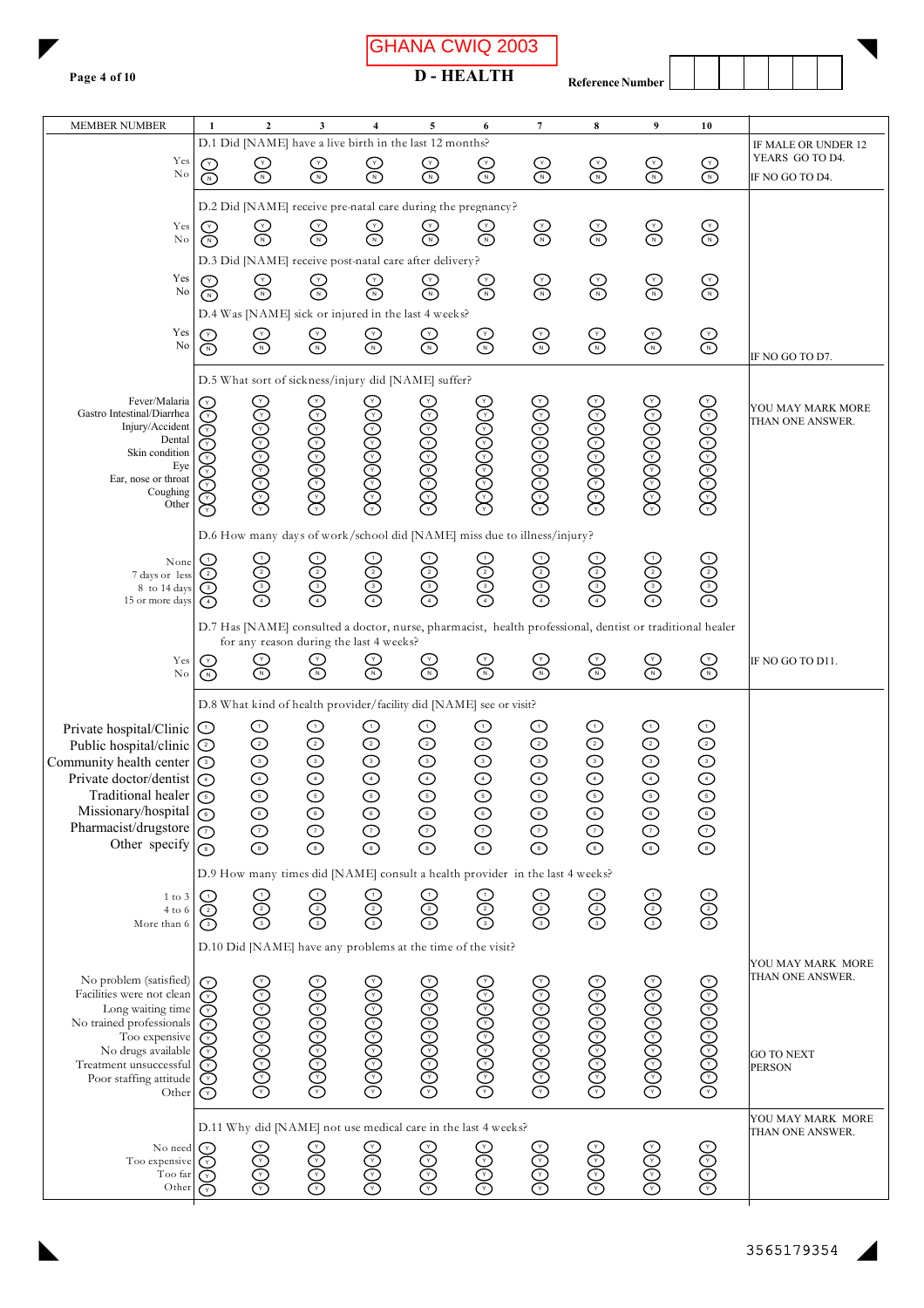# GHANA CWIQ 2003

## D - HEALTH

Reference Number

| MEMBER NUMBER | 1 | 2 | 3 | 4 | 5 | 6 | 7 | 8 | 9 | 10 | |
|---|---|---|---|---|---|---|---|---|---|---|---|
| **D.1 Did [NAME] have a live birth in the last 12 months?** | | | | | | | | | | | IF MALE OR UNDER 12 YEARS GO TO D4. IF NO GO TO D4. |
| Yes | Y | Y | Y | Y | Y | Y | Y | Y | Y | Y | |
| No | N | N | N | N | N | N | N | N | N | N | |
| **D.2 Did [NAME] receive pre-natal care during the pregnancy?** | | | | | | | | | | | |
| Yes | Y | Y | Y | Y | Y | Y | Y | Y | Y | Y | |
| No | N | N | N | N | N | N | N | N | N | N | |
| **D.3 Did [NAME] receive post-natal care after delivery?** | | | | | | | | | | | |
| Yes | Y | Y | Y | Y | Y | Y | Y | Y | Y | Y | |
| No | N | N | N | N | N | N | N | N | N | N | |
| **D.4 Was [NAME] sick or injured in the last 4 weeks?** | | | | | | | | | | | IF NO GO TO D7. |
| Yes | Y | Y | Y | Y | Y | Y | Y | Y | Y | Y | |
| No | N | N | N | N | N | N | N | N | N | N | |
| **D.5 What sort of sickness/injury did [NAME] suffer?** | | | | | | | | | | | YOU MAY MARK MORE THAN ONE ANSWER. |
| Fever/Malaria | Y | Y | Y | Y | Y | Y | Y | Y | Y | Y | |
| Gastro Intestinal/Diarrhea | Y | Y | Y | Y | Y | Y | Y | Y | Y | Y | |
| Injury/Accident | Y | Y | Y | Y | Y | Y | Y | Y | Y | Y | |
| Dental | Y | Y | Y | Y | Y | Y | Y | Y | Y | Y | |
| Skin condition | Y | Y | Y | Y | Y | Y | Y | Y | Y | Y | |
| Eye | Y | Y | Y | Y | Y | Y | Y | Y | Y | Y | |
| Ear, nose or throat | Y | Y | Y | Y | Y | Y | Y | Y | Y | Y | |
| Coughing | Y | Y | Y | Y | Y | Y | Y | Y | Y | Y | |
| Other | Y | Y | Y | Y | Y | Y | Y | Y | Y | Y | |
| **D.6 How many days of work/school did [NAME] miss due to illness/injury?** | | | | | | | | | | | |
| None | 1 | 1 | 1 | 1 | 1 | 1 | 1 | 1 | 1 | 1 | |
| 7 days or less | 2 | 2 | 2 | 2 | 2 | 2 | 2 | 2 | 2 | 2 | |
| 8 to 14 days | 3 | 3 | 3 | 3 | 3 | 3 | 3 | 3 | 3 | 3 | |
| 15 or more days | 4 | 4 | 4 | 4 | 4 | 4 | 4 | 4 | 4 | 4 | |
| **D.7 Has [NAME] consulted a doctor, nurse, pharmacist, health professional, dentist or traditional healer for any reason during the last 4 weeks?** | | | | | | | | | | | IF NO GO TO D11. |
| Yes | Y | Y | Y | Y | Y | Y | Y | Y | Y | Y | |
| No | N | N | N | N | N | N | N | N | N | N | |
| **D.8 What kind of health provider/facility did [NAME] see or visit?** | | | | | | | | | | | |
| Private hospital/Clinic | 1 | 1 | 1 | 1 | 1 | 1 | 1 | 1 | 1 | 1 | |
| Public hospital/clinic | 2 | 2 | 2 | 2 | 2 | 2 | 2 | 2 | 2 | 2 | |
| Community health center | 3 | 3 | 3 | 3 | 3 | 3 | 3 | 3 | 3 | 3 | |
| Private doctor/dentist | 4 | 4 | 4 | 4 | 4 | 4 | 4 | 4 | 4 | 4 | |
| Traditional healer | 5 | 5 | 5 | 5 | 5 | 5 | 5 | 5 | 5 | 5 | |
| Missionary/hospital | 6 | 6 | 6 | 6 | 6 | 6 | 6 | 6 | 6 | 6 | |
| Pharmacist/drugstore | 7 | 7 | 7 | 7 | 7 | 7 | 7 | 7 | 7 | 7 | |
| Other specify | 8 | 8 | 8 | 8 | 8 | 8 | 8 | 8 | 8 | 8 | |
| **D.9 How many times did [NAME] consult a health provider in the last 4 weeks?** | | | | | | | | | | | |
| 1 to 3 | 1 | 1 | 1 | 1 | 1 | 1 | 1 | 1 | 1 | 1 | |
| 4 to 6 | 2 | 2 | 2 | 2 | 2 | 2 | 2 | 2 | 2 | 2 | |
| More than 6 | 3 | 3 | 3 | 3 | 3 | 3 | 3 | 3 | 3 | 3 | |
| **D.10 Did [NAME] have any problems at the time of the visit?** | | | | | | | | | | | YOU MAY MARK MORE THAN ONE ANSWER. GO TO NEXT PERSON |
| No problem (satisfied) | Y | Y | Y | Y | Y | Y | Y | Y | Y | Y | |
| Facilities were not clean | Y | Y | Y | Y | Y | Y | Y | Y | Y | Y | |
| Long waiting time | Y | Y | Y | Y | Y | Y | Y | Y | Y | Y | |
| No trained professionals | Y | Y | Y | Y | Y | Y | Y | Y | Y | Y | |
| Too expensive | Y | Y | Y | Y | Y | Y | Y | Y | Y | Y | |
| No drugs available | Y | Y | Y | Y | Y | Y | Y | Y | Y | Y | |
| Treatment unsuccessful | Y | Y | Y | Y | Y | Y | Y | Y | Y | Y | |
| Poor staffing attitude | Y | Y | Y | Y | Y | Y | Y | Y | Y | Y | |
| Other | Y | Y | Y | Y | Y | Y | Y | Y | Y | Y | |
| **D.11 Why did [NAME] not use medical care in the last 4 weeks?** | | | | | | | | | | | YOU MAY MARK MORE THAN ONE ANSWER. |
| No need | Y | Y | Y | Y | Y | Y | Y | Y | Y | Y | |
| Too expensive | Y | Y | Y | Y | Y | Y | Y | Y | Y | Y | |
| Too far | Y | Y | Y | Y | Y | Y | Y | Y | Y | Y | |
| Other | Y | Y | Y | Y | Y | Y | Y | Y | Y | Y | |

3565179354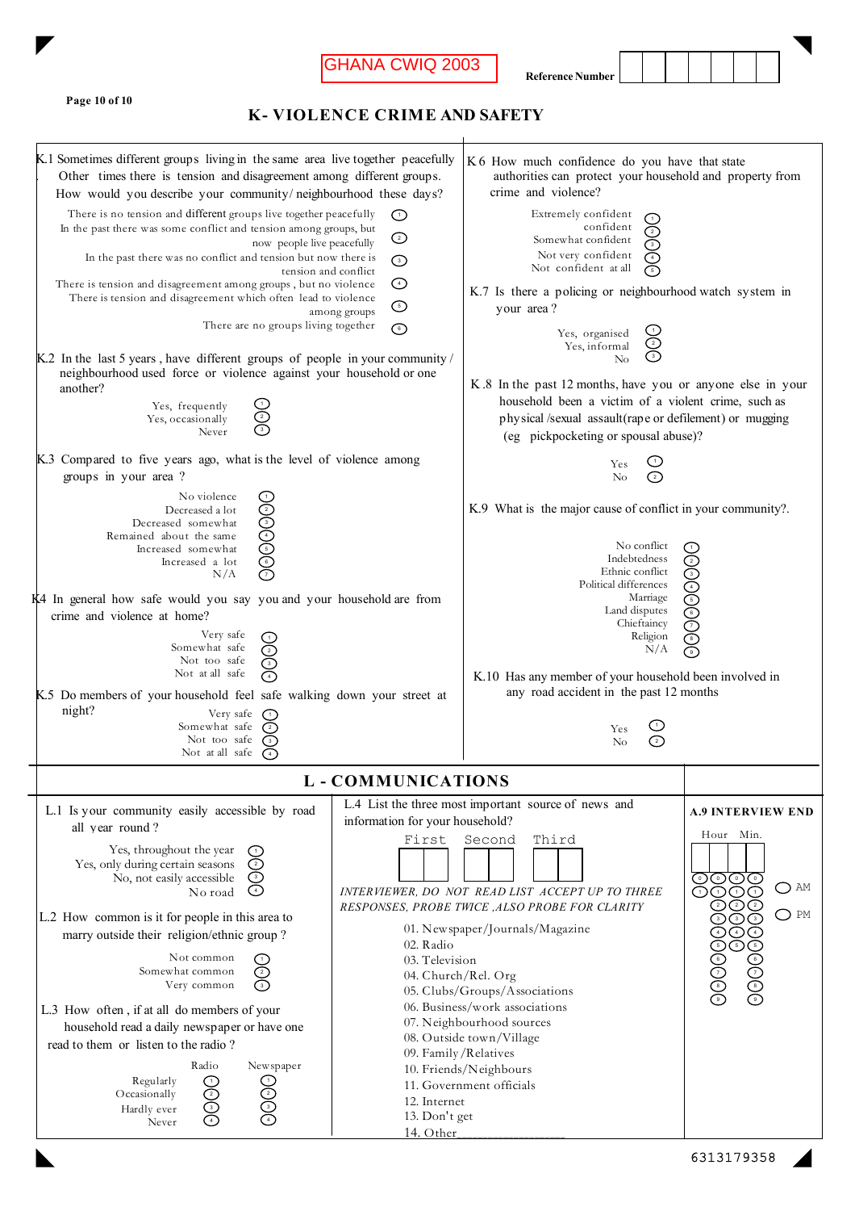GHANA CWIQ 2003

Reference Number

# K- VIOLENCE CRIME AND SAFETY

K.1 Sometimes different groups living in the same area live together peacefully. Other times there is tension and disagreement among different groups. How would you describe your community/ neighbourhood these days?

- There is no tension and different groups live together peacefully ① 
- In the past there was some conflict and tension among groups, but now people live peacefully ②
- In the past there was no conflict and tension but now there is tension and conflict ③
- There is tension and disagreement among groups, but no violence ④
- There is tension and disagreement which often lead to violence among groups ⑤
- There are no groups living together ⑥

K.2 In the last 5 years, have different groups of people in your community / neighbourhood used force or violence against your household or one another?

- Yes, frequently ①
- Yes, occasionally ②
- Never ③

K.3 Compared to five years ago, what is the level of violence among groups in your area ?

- No violence ①
- Decreased a lot ②
- Decreased somewhat ③
- Remained about the same ④
- Increased somewhat ⑤
- Increased a lot ⑥
- N/A ⑦

K4 In general how safe would you say you and your household are from crime and violence at home?

- Very safe ①
- Somewhat safe ②
- Not too safe ③
- Not at all safe ④

K.5 Do members of your household feel safe walking down your street at night?

- Very safe ①
- Somewhat safe ②
- Not too safe ③
- Not at all safe ④

K 6 How much confidence do you have that state authorities can protect your household and property from crime and violence?

- Extremely confident ①
- confident ②
- Somewhat confident ③
- Not very confident ④
- Not confident at all ⑤

K.7 Is there a policing or neighbourhood watch system in your area ?

- Yes, organised ①
- Yes, informal ②
- No ③

K.8 In the past 12 months, have you or anyone else in your household been a victim of a violent crime, such as physical /sexual assault(rape or defilement) or mugging (eg pickpocketing or spousal abuse)?

- Yes ①
- No ②

K.9 What is the major cause of conflict in your community?.

- No conflict ①
- Indebtedness ②
- Ethnic conflict ③
- Political differences ④
- Marriage ⑤
- Land disputes ⑥
- Chieftaincy ⑦
- Religion ⑧
- N/A ⑨

K.10 Has any member of your household been involved in any road accident in the past 12 months

- Yes ①
- No ②

# L - COMMUNICATIONS

L.1 Is your community easily accessible by road all year round ?

- Yes, throughout the year ①
- Yes, only during certain seasons ②
- No, not easily accessible ③
- No road ④

L.2 How common is it for people in this area to marry outside their religion/ethnic group ?

- Not common ①
- Somewhat common ②
- Very common ③

L.3 How often, if at all do members of your household read a daily newspaper or have one read to them or listen to the radio ?

| | Radio | Newspaper |
|---|---|---|
| Regularly | ① | ① |
| Occasionally | ② | ② |
| Hardly ever | ③ | ③ |
| Never | ④ | ④ |

L.4 List the three most important source of news and information for your household?

| First | Second | Third |
|---|---|---|
| | | |

*INTERVIEWER, DO NOT READ LIST ACCEPT UP TO THREE RESPONSES, PROBE TWICE ,ALSO PROBE FOR CLARITY*

01. Newspaper/Journals/Magazine
02. Radio
03. Television
04. Church/Rel. Org
05. Clubs/Groups/Associations
06. Business/work associations
07. Neighbourhood sources
08. Outside town/Village
09. Family/Relatives
10. Friends/Neighbours
11. Government officials
12. Internet
13. Don't get
14. Other_______________

**A.9 INTERVIEW END**

Hour Min.

AM

PM

6313179358